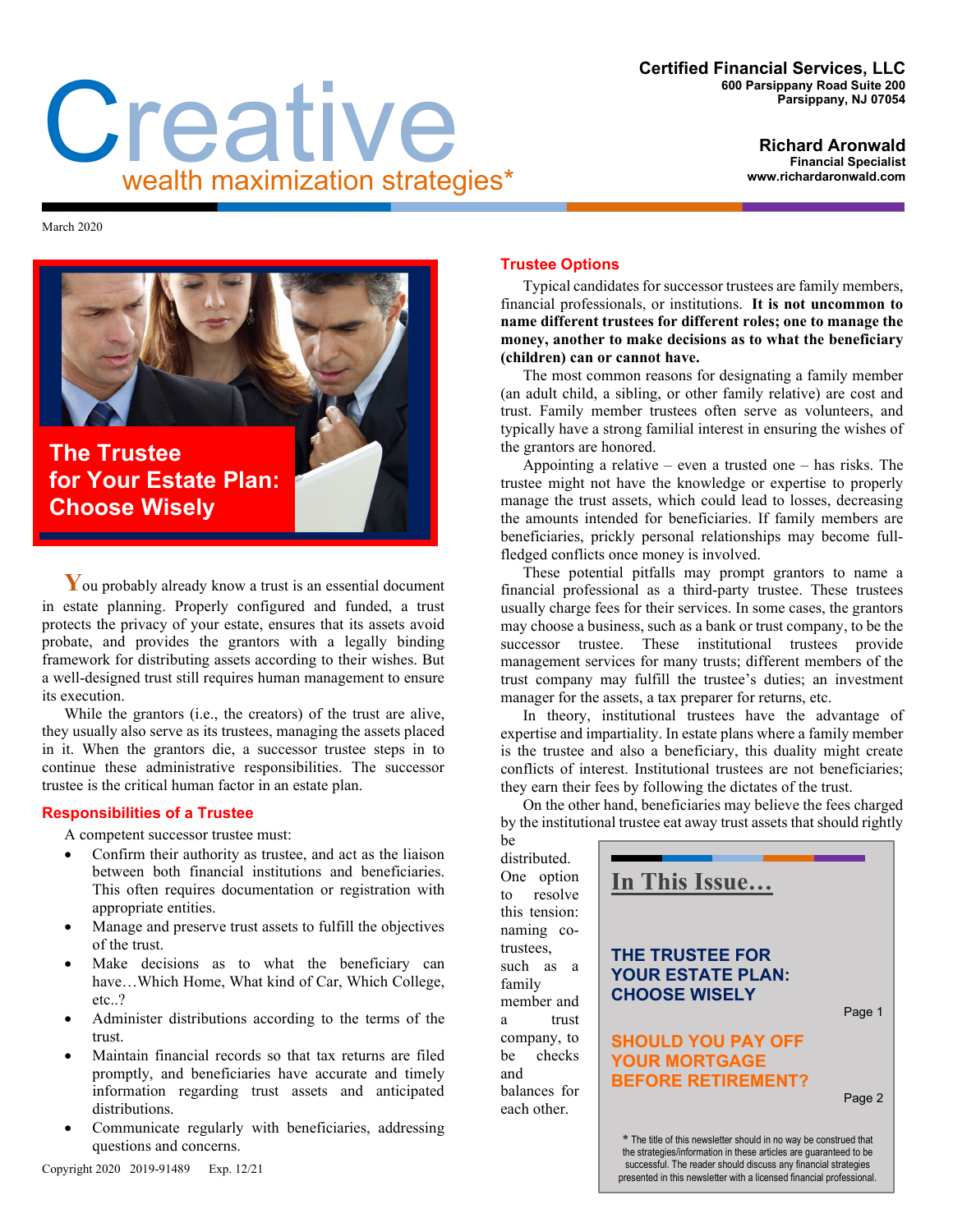# Creative

wealth maximization strategies*

**Certified Financial Services, LLC**
600 Parsippany Road Suite 200
Parsippany, NJ 07054

**Richard Aronwald**
Financial Specialist
www.richardaronwald.com

March 2020

## The Trustee for Your Estate Plan: Choose Wisely

You probably already know a trust is an essential document in estate planning. Properly configured and funded, a trust protects the privacy of your estate, ensures that its assets avoid probate, and provides the grantors with a legally binding framework for distributing assets according to their wishes. But a well-designed trust still requires human management to ensure its execution.

While the grantors (i.e., the creators) of the trust are alive, they usually also serve as its trustees, managing the assets placed in it. When the grantors die, a successor trustee steps in to continue these administrative responsibilities. The successor trustee is the critical human factor in an estate plan.

### Responsibilities of a Trustee

A competent successor trustee must:

- Confirm their authority as trustee, and act as the liaison between both financial institutions and beneficiaries. This often requires documentation or registration with appropriate entities.
- Manage and preserve trust assets to fulfill the objectives of the trust.
- Make decisions as to what the beneficiary can have…Which Home, What kind of Car, Which College, etc..?
- Administer distributions according to the terms of the trust.
- Maintain financial records so that tax returns are filed promptly, and beneficiaries have accurate and timely information regarding trust assets and anticipated distributions.
- Communicate regularly with beneficiaries, addressing questions and concerns.

### Trustee Options

Typical candidates for successor trustees are family members, financial professionals, or institutions. **It is not uncommon to name different trustees for different roles; one to manage the money, another to make decisions as to what the beneficiary (children) can or cannot have.**

The most common reasons for designating a family member (an adult child, a sibling, or other family relative) are cost and trust. Family member trustees often serve as volunteers, and typically have a strong familial interest in ensuring the wishes of the grantors are honored.

Appointing a relative – even a trusted one – has risks. The trustee might not have the knowledge or expertise to properly manage the trust assets, which could lead to losses, decreasing the amounts intended for beneficiaries. If family members are beneficiaries, prickly personal relationships may become full-fledged conflicts once money is involved.

These potential pitfalls may prompt grantors to name a financial professional as a third-party trustee. These trustees usually charge fees for their services. In some cases, the grantors may choose a business, such as a bank or trust company, to be the successor trustee. These institutional trustees provide management services for many trusts; different members of the trust company may fulfill the trustee's duties; an investment manager for the assets, a tax preparer for returns, etc.

In theory, institutional trustees have the advantage of expertise and impartiality. In estate plans where a family member is the trustee and also a beneficiary, this duality might create conflicts of interest. Institutional trustees are not beneficiaries; they earn their fees by following the dictates of the trust.

On the other hand, beneficiaries may believe the fees charged by the institutional trustee eat away trust assets that should rightly be distributed. One option to resolve this tension: naming co-trustees, such as a family member and a trust company, to be checks and balances for each other.

**In This Issue…**

| | |
|---|---|
| THE TRUSTEE FOR YOUR ESTATE PLAN: CHOOSE WISELY | Page 1 |
| SHOULD YOU PAY OFF YOUR MORTGAGE BEFORE RETIREMENT? | Page 2 |

* The title of this newsletter should in no way be construed that the strategies/information in these articles are guaranteed to be successful. The reader should discuss any financial strategies presented in this newsletter with a licensed financial professional.

Copyright 2020 2019-91489 Exp. 12/21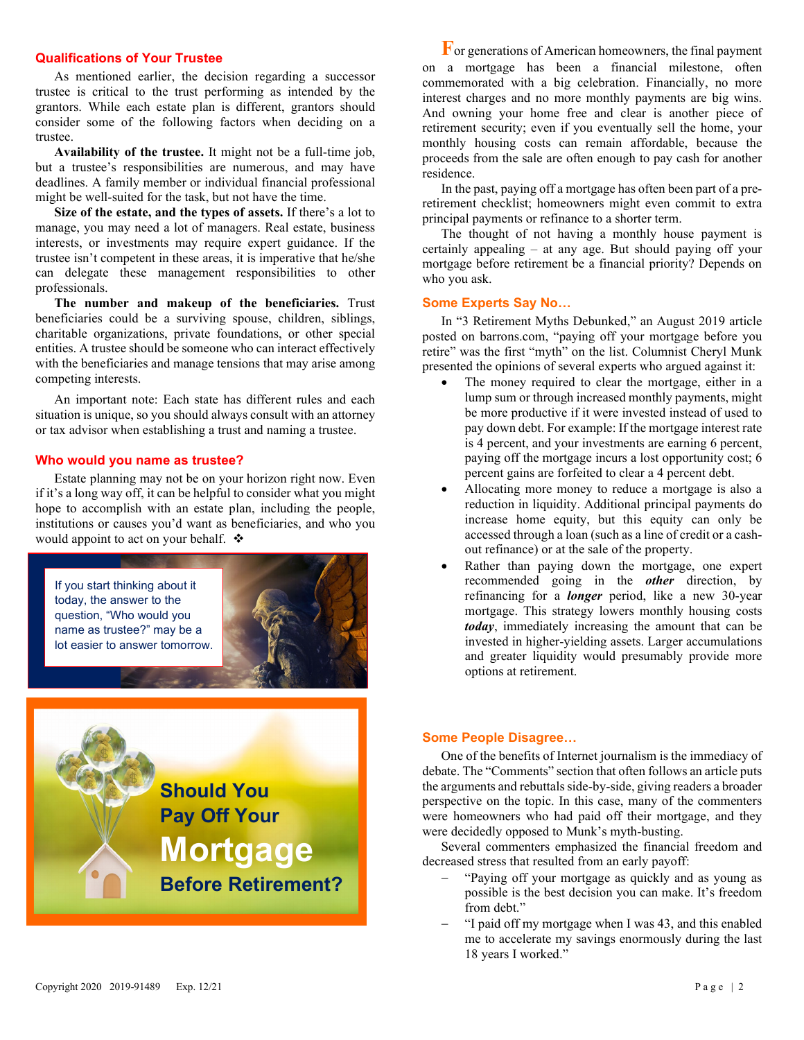## Qualifications of Your Trustee

As mentioned earlier, the decision regarding a successor trustee is critical to the trust performing as intended by the grantors. While each estate plan is different, grantors should consider some of the following factors when deciding on a trustee.

**Availability of the trustee.** It might not be a full-time job, but a trustee's responsibilities are numerous, and may have deadlines. A family member or individual financial professional might be well-suited for the task, but not have the time.

**Size of the estate, and the types of assets.** If there's a lot to manage, you may need a lot of managers. Real estate, business interests, or investments may require expert guidance. If the trustee isn't competent in these areas, it is imperative that he/she can delegate these management responsibilities to other professionals.

**The number and makeup of the beneficiaries.** Trust beneficiaries could be a surviving spouse, children, siblings, charitable organizations, private foundations, or other special entities. A trustee should be someone who can interact effectively with the beneficiaries and manage tensions that may arise among competing interests.

An important note: Each state has different rules and each situation is unique, so you should always consult with an attorney or tax advisor when establishing a trust and naming a trustee.

## Who would you name as trustee?

Estate planning may not be on your horizon right now. Even if it's a long way off, it can be helpful to consider what you might hope to accomplish with an estate plan, including the people, institutions or causes you'd want as beneficiaries, and who you would appoint to act on your behalf. ❖

If you start thinking about it today, the answer to the question, "Who would you name as trustee?" may be a lot easier to answer tomorrow.

# Should You Pay Off Your Mortgage Before Retirement?

For generations of American homeowners, the final payment on a mortgage has been a financial milestone, often commemorated with a big celebration. Financially, no more interest charges and no more monthly payments are big wins. And owning your home free and clear is another piece of retirement security; even if you eventually sell the home, your monthly housing costs can remain affordable, because the proceeds from the sale are often enough to pay cash for another residence.

In the past, paying off a mortgage has often been part of a pre-retirement checklist; homeowners might even commit to extra principal payments or refinance to a shorter term.

The thought of not having a monthly house payment is certainly appealing – at any age. But should paying off your mortgage before retirement be a financial priority? Depends on who you ask.

## Some Experts Say No…

In "3 Retirement Myths Debunked," an August 2019 article posted on barrons.com, "paying off your mortgage before you retire" was the first "myth" on the list. Columnist Cheryl Munk presented the opinions of several experts who argued against it:

- The money required to clear the mortgage, either in a lump sum or through increased monthly payments, might be more productive if it were invested instead of used to pay down debt. For example: If the mortgage interest rate is 4 percent, and your investments are earning 6 percent, paying off the mortgage incurs a lost opportunity cost; 6 percent gains are forfeited to clear a 4 percent debt.
- Allocating more money to reduce a mortgage is also a reduction in liquidity. Additional principal payments do increase home equity, but this equity can only be accessed through a loan (such as a line of credit or a cash-out refinance) or at the sale of the property.
- Rather than paying down the mortgage, one expert recommended going in the ***other*** direction, by refinancing for a ***longer*** period, like a new 30-year mortgage. This strategy lowers monthly housing costs ***today***, immediately increasing the amount that can be invested in higher-yielding assets. Larger accumulations and greater liquidity would presumably provide more options at retirement.

## Some People Disagree…

One of the benefits of Internet journalism is the immediacy of debate. The "Comments" section that often follows an article puts the arguments and rebuttals side-by-side, giving readers a broader perspective on the topic. In this case, many of the commenters were homeowners who had paid off their mortgage, and they were decidedly opposed to Munk's myth-busting.

Several commenters emphasized the financial freedom and decreased stress that resulted from an early payoff:

- "Paying off your mortgage as quickly and as young as possible is the best decision you can make. It's freedom from debt."
- "I paid off my mortgage when I was 43, and this enabled me to accelerate my savings enormously during the last 18 years I worked."

Copyright 2020 2019-91489 Exp. 12/21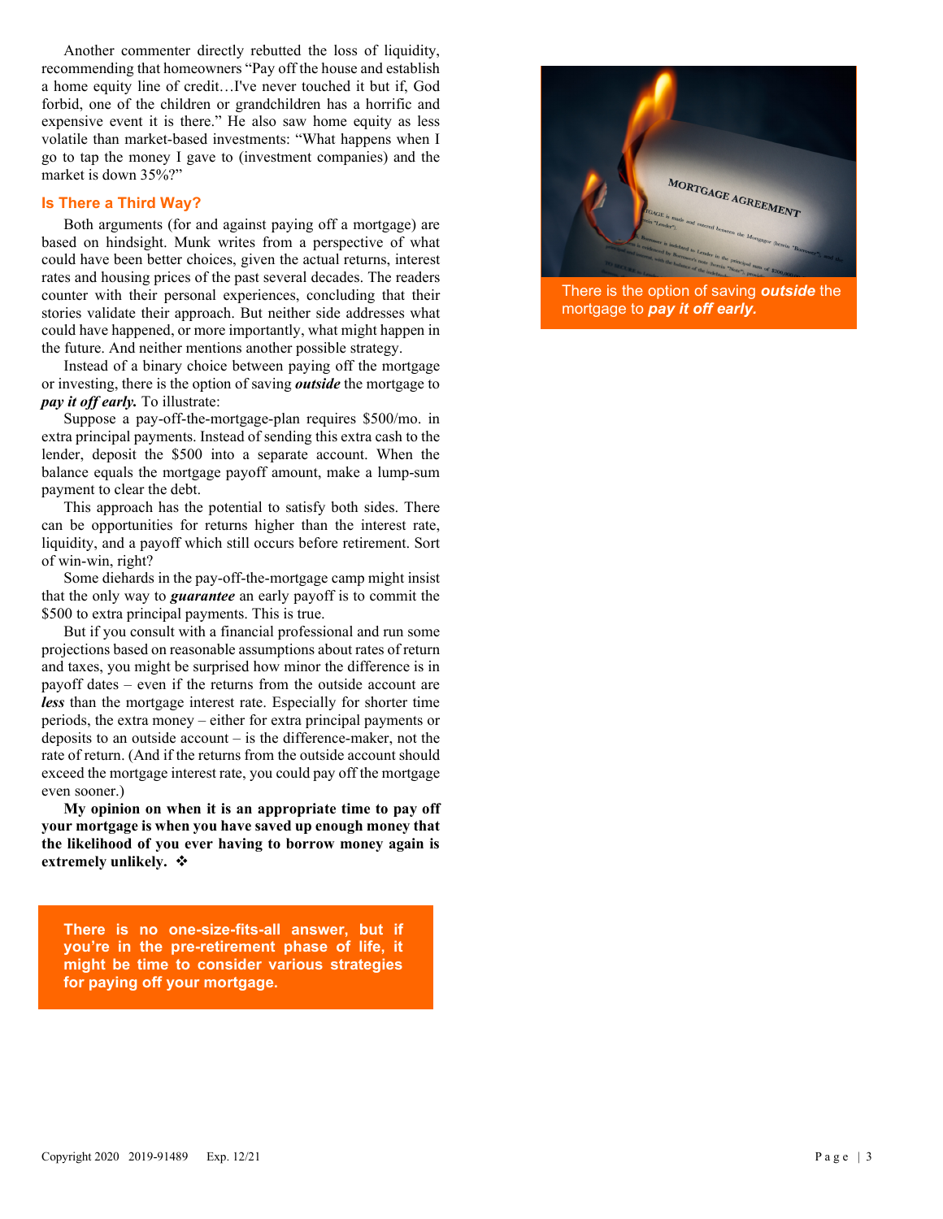Another commenter directly rebutted the loss of liquidity, recommending that homeowners "Pay off the house and establish a home equity line of credit…I've never touched it but if, God forbid, one of the children or grandchildren has a horrific and expensive event it is there." He also saw home equity as less volatile than market-based investments: "What happens when I go to tap the money I gave to (investment companies) and the market is down 35%?"

### Is There a Third Way?

Both arguments (for and against paying off a mortgage) are based on hindsight. Munk writes from a perspective of what could have been better choices, given the actual returns, interest rates and housing prices of the past several decades. The readers counter with their personal experiences, concluding that their stories validate their approach. But neither side addresses what could have happened, or more importantly, what might happen in the future. And neither mentions another possible strategy.

Instead of a binary choice between paying off the mortgage or investing, there is the option of saving ***outside*** the mortgage to ***pay it off early.*** To illustrate:

Suppose a pay-off-the-mortgage-plan requires $500/mo. in extra principal payments. Instead of sending this extra cash to the lender, deposit the $500 into a separate account. When the balance equals the mortgage payoff amount, make a lump-sum payment to clear the debt.

This approach has the potential to satisfy both sides. There can be opportunities for returns higher than the interest rate, liquidity, and a payoff which still occurs before retirement. Sort of win-win, right?

Some diehards in the pay-off-the-mortgage camp might insist that the only way to ***guarantee*** an early payoff is to commit the $500 to extra principal payments. This is true.

But if you consult with a financial professional and run some projections based on reasonable assumptions about rates of return and taxes, you might be surprised how minor the difference is in payoff dates – even if the returns from the outside account are ***less*** than the mortgage interest rate. Especially for shorter time periods, the extra money – either for extra principal payments or deposits to an outside account – is the difference-maker, not the rate of return. (And if the returns from the outside account should exceed the mortgage interest rate, you could pay off the mortgage even sooner.)

**My opinion on when it is an appropriate time to pay off your mortgage is when you have saved up enough money that the likelihood of you ever having to borrow money again is extremely unlikely.** ❖

**There is no one-size-fits-all answer, but if you're in the pre-retirement phase of life, it might be time to consider various strategies for paying off your mortgage.**

There is the option of saving ***outside*** the mortgage to ***pay it off early.***

Copyright 2020 2019-91489 Exp. 12/21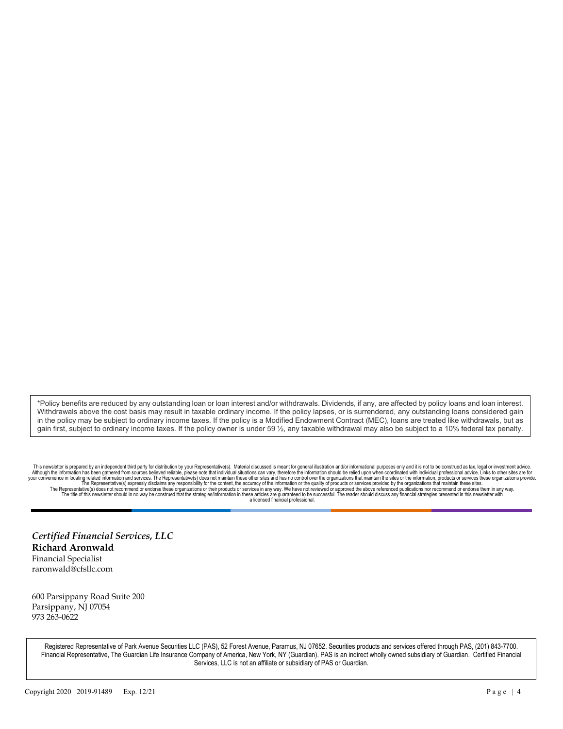*Policy benefits are reduced by any outstanding loan or loan interest and/or withdrawals. Dividends, if any, are affected by policy loans and loan interest. Withdrawals above the cost basis may result in taxable ordinary income. If the policy lapses, or is surrendered, any outstanding loans considered gain in the policy may be subject to ordinary income taxes. If the policy is a Modified Endowment Contract (MEC), loans are treated like withdrawals, but as gain first, subject to ordinary income taxes. If the policy owner is under 59 ½, any taxable withdrawal may also be subject to a 10% federal tax penalty.

This newsletter is prepared by an independent third party for distribution by your Representative(s). Material discussed is meant for general illustration and/or informational purposes only and it is not to be construed as tax, legal or investment advice. Although the information has been gathered from sources believed reliable, please note that individual situations can vary, therefore the information should be relied upon when coordinated with individual professional advice. Links to other sites are for your convenience in locating related information and services. The Representative(s) does not maintain these other sites and has no control over the organizations that maintain the sites or the information, products or services these organizations provide. The Representative(s) expressly disclaims any responsibility for the content, the accuracy of the information or the quality of products or services provided by the organizations that maintain these sites. The Representative(s) does not recommend or endorse these organizations or their products or services in any way. We have not reviewed or approved the above referenced publications nor recommend or endorse them in any way. The title of this newsletter should in no way be construed that the strategies/information in these articles are guaranteed to be successful. The reader should discuss any financial strategies presented in this newsletter with a licensed financial professional.

*Certified Financial Services, LLC*
**Richard Aronwald**
Financial Specialist
raronwald@cfsllc.com

600 Parsippany Road Suite 200
Parsippany, NJ 07054
973 263-0622

Registered Representative of Park Avenue Securities LLC (PAS), 52 Forest Avenue, Paramus, NJ 07652. Securities products and services offered through PAS, (201) 843-7700. Financial Representative, The Guardian Life Insurance Company of America, New York, NY (Guardian). PAS is an indirect wholly owned subsidiary of Guardian. Certified Financial Services, LLC is not an affiliate or subsidiary of PAS or Guardian.

Copyright 2020 2019-91489 Exp. 12/21